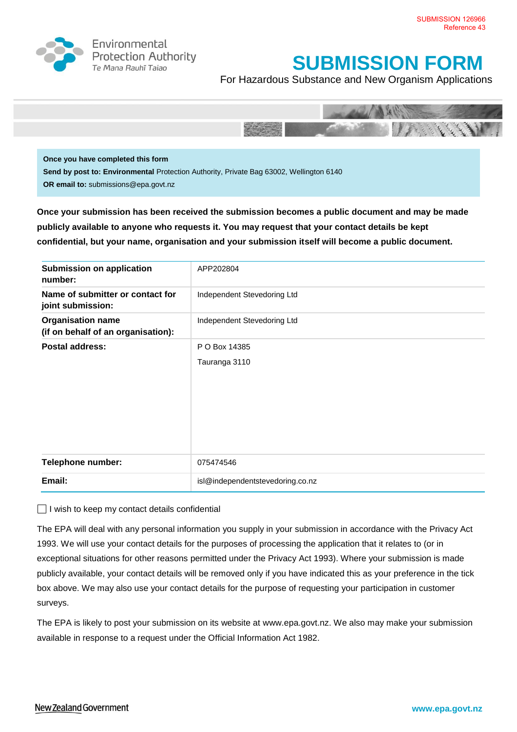SUBMISSION 126966
Reference 43

Environmental Protection Authority
Te Mana Rauhī Taiao

# SUBMISSION FORM

For Hazardous Substance and New Organism Applications

**Once you have completed this form**
**Send by post to: Environmental** Protection Authority, Private Bag 63002, Wellington 6140
**OR email to:** submissions@epa.govt.nz

**Once your submission has been received the submission becomes a public document and may be made publicly available to anyone who requests it. You may request that your contact details be kept confidential, but your name, organisation and your submission itself will become a public document.**

| | |
|---|---|
| **Submission on application number:** | APP202804 |
| **Name of submitter or contact for joint submission:** | Independent Stevedoring Ltd |
| **Organisation name (if on behalf of an organisation):** | Independent Stevedoring Ltd |
| **Postal address:** | P O Box 14385<br>Tauranga 3110 |
| **Telephone number:** | 075474546 |
| **Email:** | isl@independentstevedoring.co.nz |

☐ I wish to keep my contact details confidential

The EPA will deal with any personal information you supply in your submission in accordance with the Privacy Act 1993. We will use your contact details for the purposes of processing the application that it relates to (or in exceptional situations for other reasons permitted under the Privacy Act 1993). Where your submission is made publicly available, your contact details will be removed only if you have indicated this as your preference in the tick box above. We may also use your contact details for the purpose of requesting your participation in customer surveys.

The EPA is likely to post your submission on its website at www.epa.govt.nz. We also may make your submission available in response to a request under the Official Information Act 1982.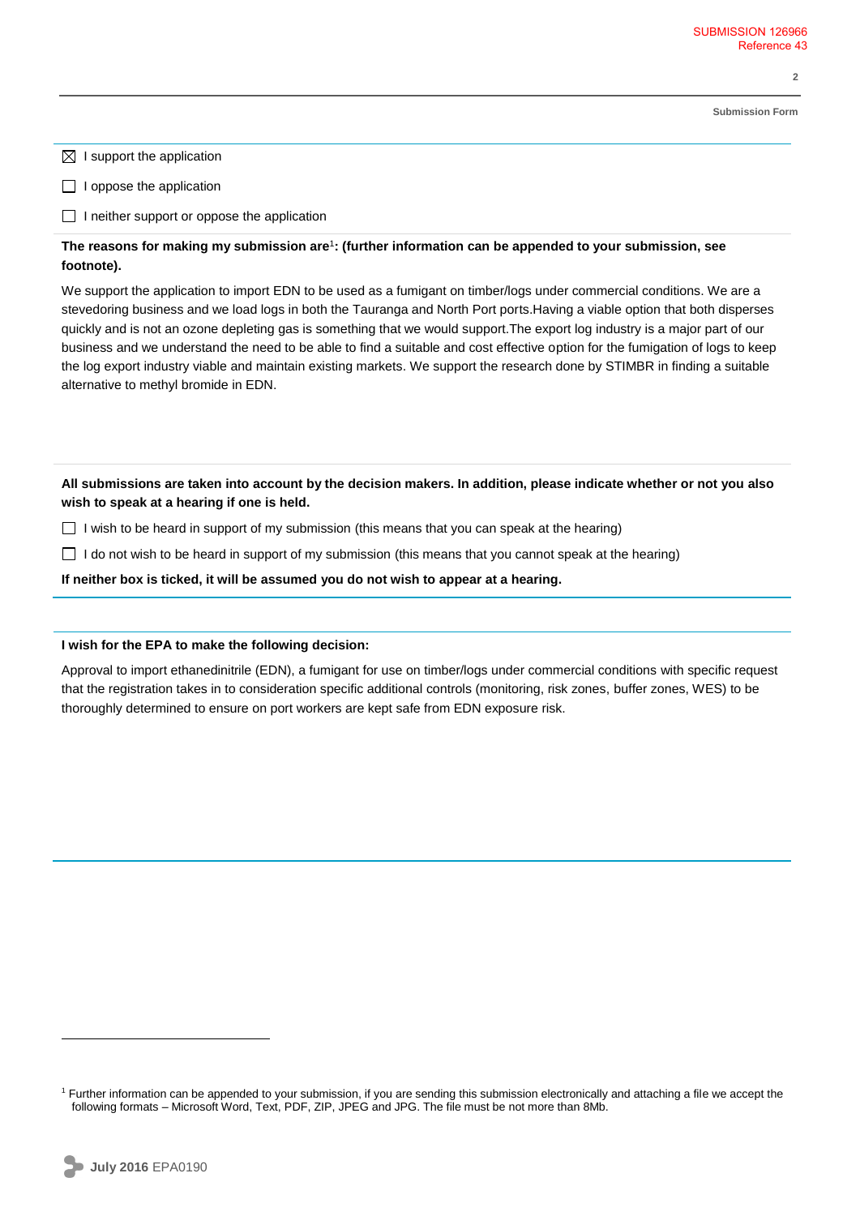SUBMISSION 126966
Reference 43

☒ I support the application

☐ I oppose the application

☐ I neither support or oppose the application

**The reasons for making my submission are[1]: (further information can be appended to your submission, see footnote).**

We support the application to import EDN to be used as a fumigant on timber/logs under commercial conditions. We are a stevedoring business and we load logs in both the Tauranga and North Port ports.Having a viable option that both disperses quickly and is not an ozone depleting gas is something that we would support.The export log industry is a major part of our business and we understand the need to be able to find a suitable and cost effective option for the fumigation of logs to keep the log export industry viable and maintain existing markets. We support the research done by STIMBR in finding a suitable alternative to methyl bromide in EDN.

**All submissions are taken into account by the decision makers. In addition, please indicate whether or not you also wish to speak at a hearing if one is held.**

☐ I wish to be heard in support of my submission (this means that you can speak at the hearing)

☐ I do not wish to be heard in support of my submission (this means that you cannot speak at the hearing)

**If neither box is ticked, it will be assumed you do not wish to appear at a hearing.**

**I wish for the EPA to make the following decision:**

Approval to import ethanedinitrile (EDN), a fumigant for use on timber/logs under commercial conditions with specific request that the registration takes in to consideration specific additional controls (monitoring, risk zones, buffer zones, WES) to be thoroughly determined to ensure on port workers are kept safe from EDN exposure risk.

[1] Further information can be appended to your submission, if you are sending this submission electronically and attaching a file we accept the following formats – Microsoft Word, Text, PDF, ZIP, JPEG and JPG. The file must be not more than 8Mb.